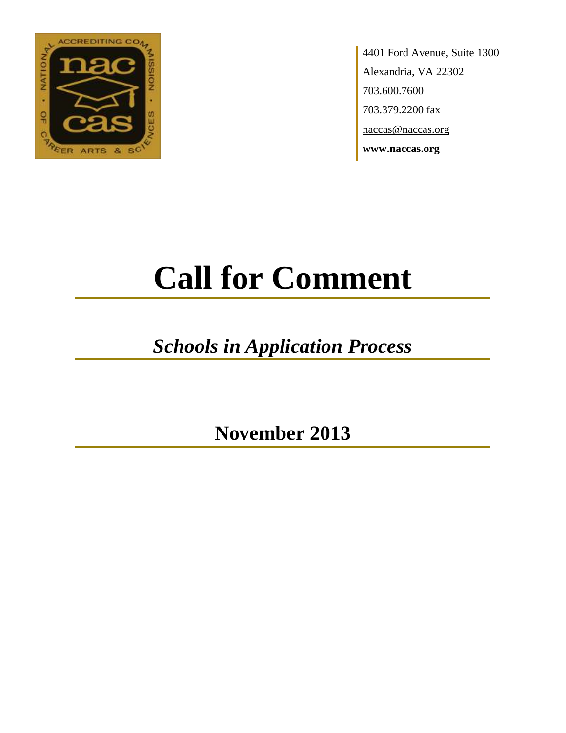4401 Ford Avenue, Suite 1300
Alexandria, VA 22302
703.600.7600
703.379.2200 fax
naccas@naccas.org
**www.naccas.org**

# Call for Comment

## *Schools in Application Process*

## November 2013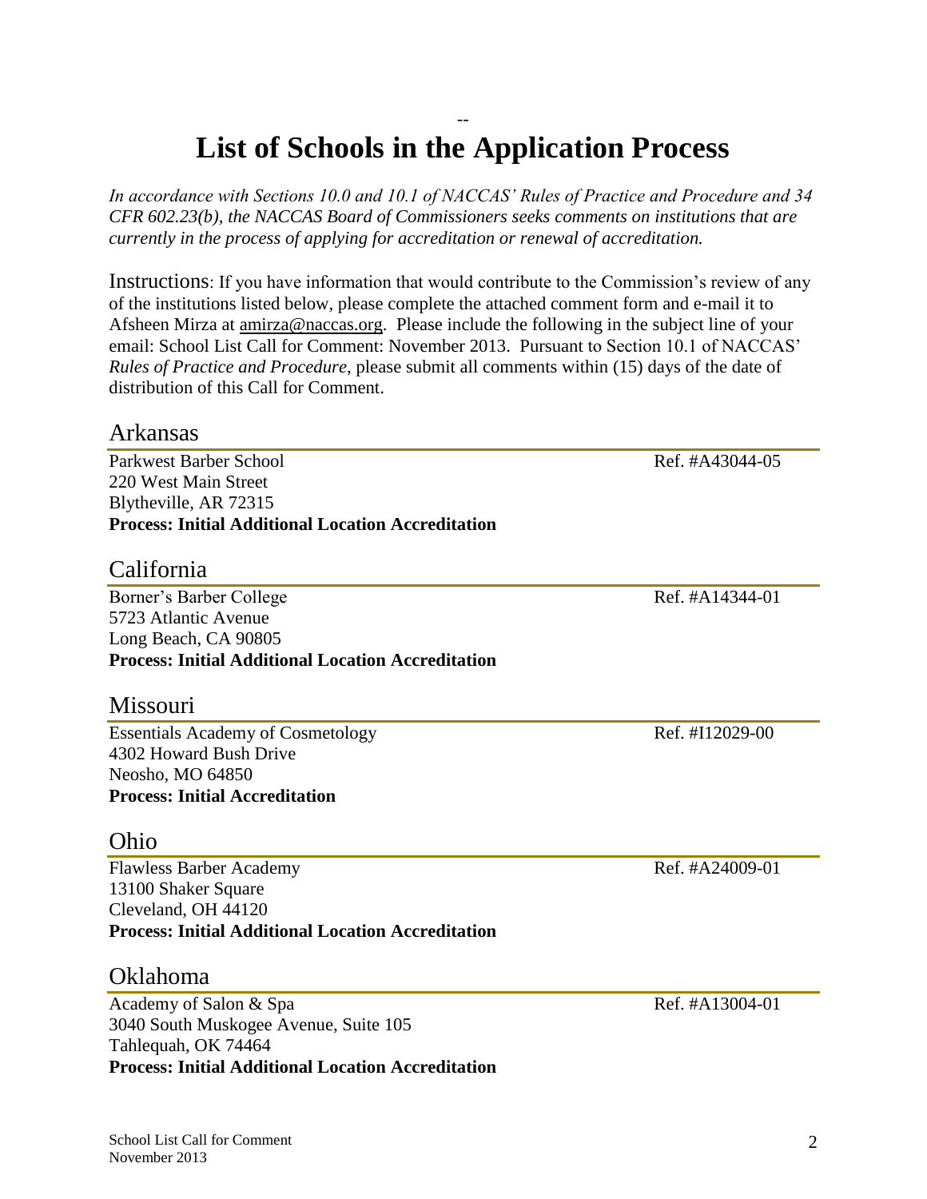# List of Schools in the Application Process

*In accordance with Sections 10.0 and 10.1 of NACCAS' Rules of Practice and Procedure and 34 CFR 602.23(b), the NACCAS Board of Commissioners seeks comments on institutions that are currently in the process of applying for accreditation or renewal of accreditation.*

Instructions: If you have information that would contribute to the Commission's review of any of the institutions listed below, please complete the attached comment form and e-mail it to Afsheen Mirza at amirza@naccas.org. Please include the following in the subject line of your email: School List Call for Comment: November 2013. Pursuant to Section 10.1 of NACCAS' *Rules of Practice and Procedure*, please submit all comments within (15) days of the date of distribution of this Call for Comment.

## Arkansas

Parkwest Barber School — Ref. #A43044-05
220 West Main Street
Blytheville, AR 72315
**Process: Initial Additional Location Accreditation**

## California

Borner's Barber College — Ref. #A14344-01
5723 Atlantic Avenue
Long Beach, CA 90805
**Process: Initial Additional Location Accreditation**

## Missouri

Essentials Academy of Cosmetology — Ref. #I12029-00
4302 Howard Bush Drive
Neosho, MO 64850
**Process: Initial Accreditation**

## Ohio

Flawless Barber Academy — Ref. #A24009-01
13100 Shaker Square
Cleveland, OH 44120
**Process: Initial Additional Location Accreditation**

## Oklahoma

Academy of Salon & Spa — Ref. #A13004-01
3040 South Muskogee Avenue, Suite 105
Tahlequah, OK 74464
**Process: Initial Additional Location Accreditation**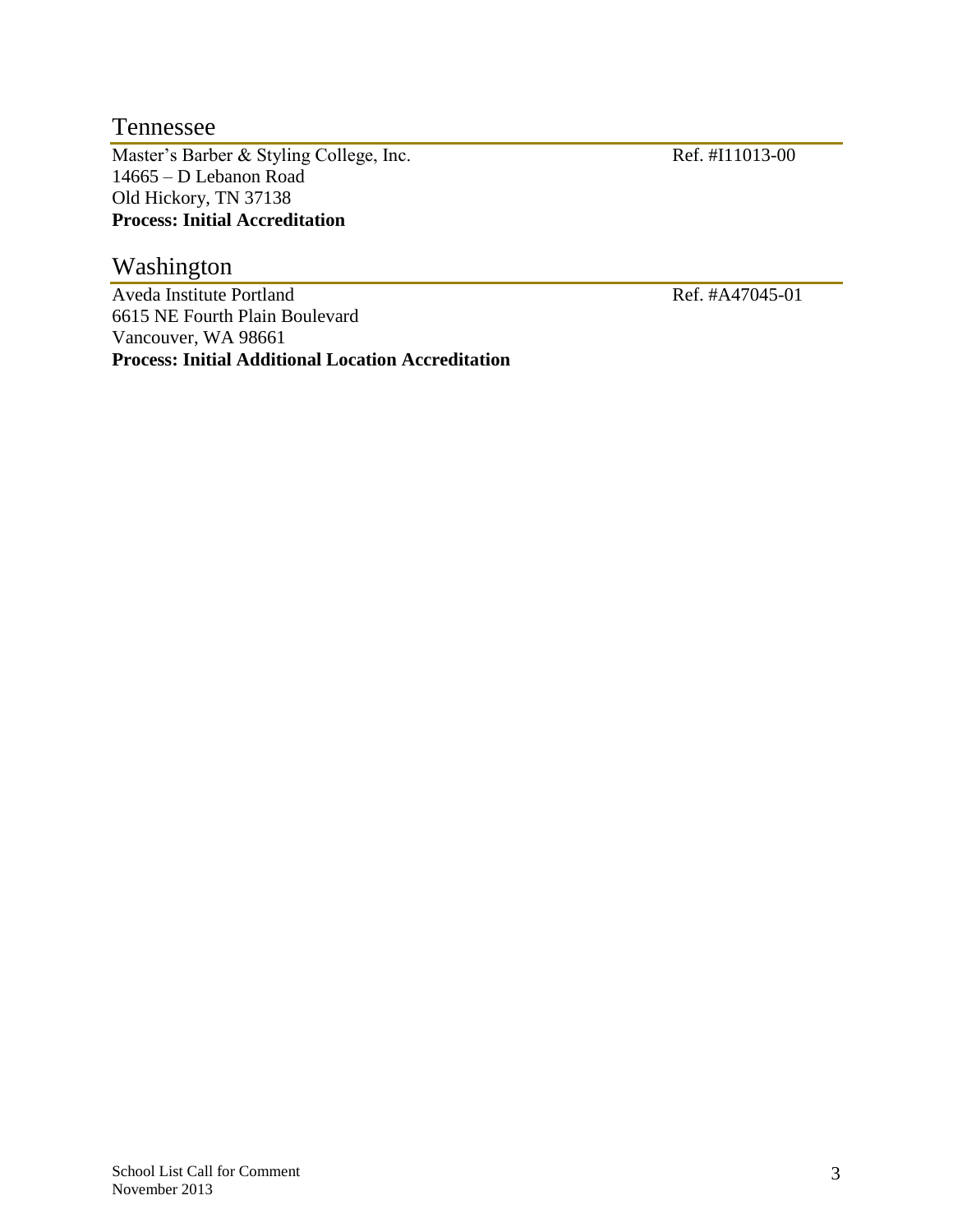## Tennessee

Master's Barber & Styling College, Inc. Ref. #I11013-00
14665 – D Lebanon Road
Old Hickory, TN 37138
**Process: Initial Accreditation**

## Washington

Aveda Institute Portland Ref. #A47045-01
6615 NE Fourth Plain Boulevard
Vancouver, WA 98661
**Process: Initial Additional Location Accreditation**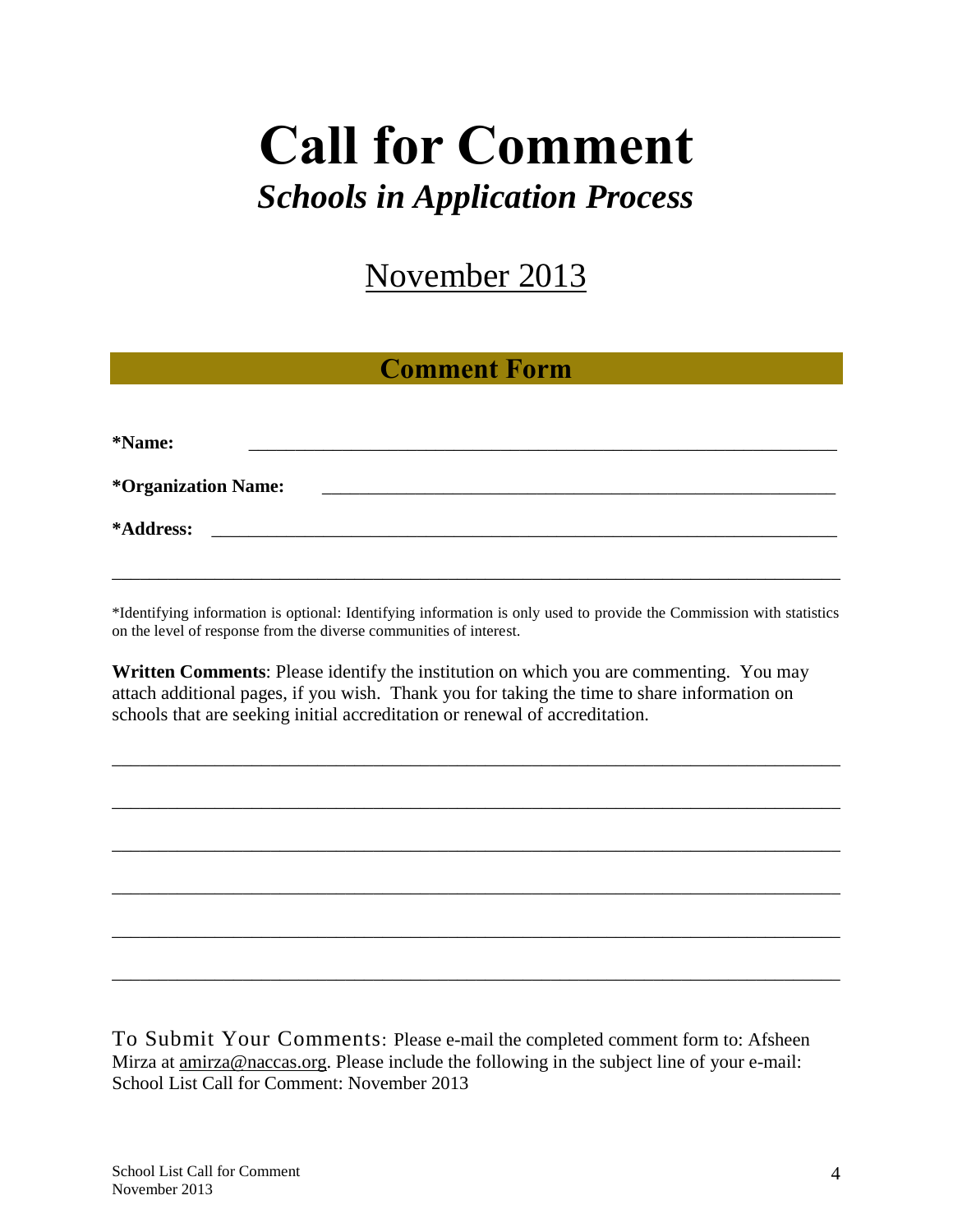# Call for Comment

## *Schools in Application Process*

November 2013

## Comment Form

**\*Name:** ______________________________________________________________

**\*Organization Name:** ____________________________________________________

**\*Address:** _____________________________________________________________

_____________________________________________________________________________

\*Identifying information is optional: Identifying information is only used to provide the Commission with statistics on the level of response from the diverse communities of interest.

**Written Comments**: Please identify the institution on which you are commenting. You may attach additional pages, if you wish. Thank you for taking the time to share information on schools that are seeking initial accreditation or renewal of accreditation.

_____________________________________________________________________________

_____________________________________________________________________________

_____________________________________________________________________________

_____________________________________________________________________________

_____________________________________________________________________________

_____________________________________________________________________________

To Submit Your Comments: Please e-mail the completed comment form to: Afsheen Mirza at amirza@naccas.org. Please include the following in the subject line of your e-mail: School List Call for Comment: November 2013